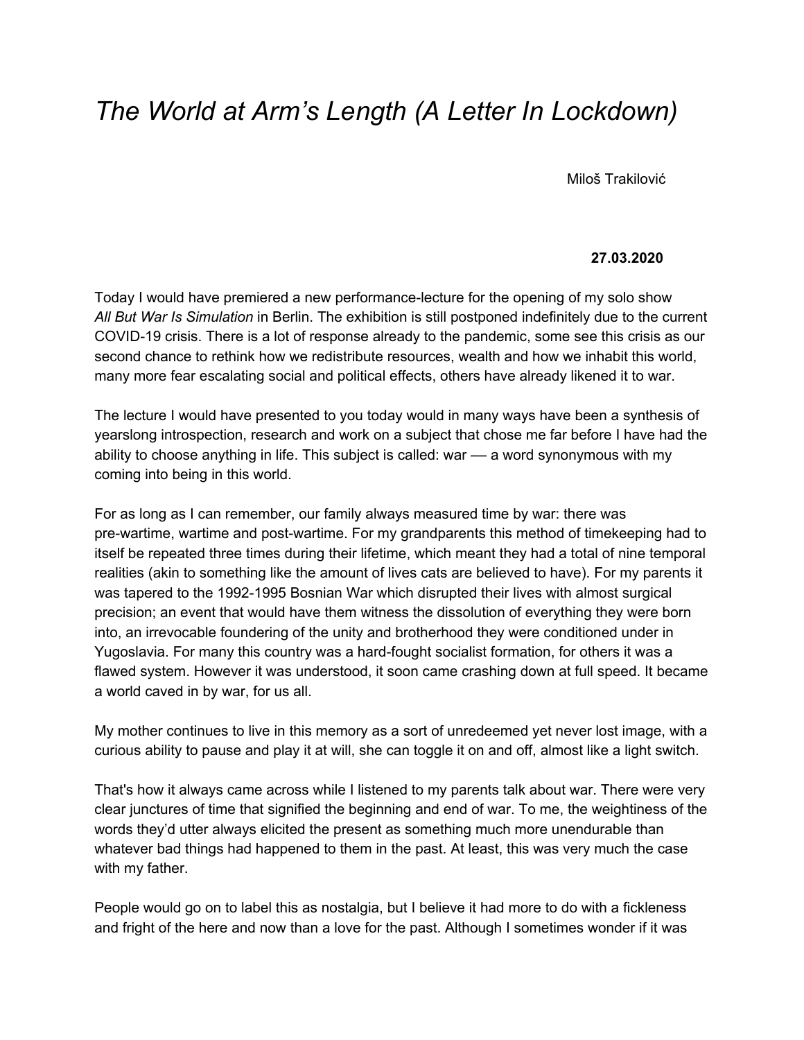# *The World at Arm's Length (A Letter In Lockdown)*

Miloš Trakilović

**27.03.2020**

Today I would have premiered a new performance-lecture for the opening of my solo show *All But War Is Simulation* in Berlin. The exhibition is still postponed indefinitely due to the current COVID-19 crisis. There is a lot of response already to the pandemic, some see this crisis as our second chance to rethink how we redistribute resources, wealth and how we inhabit this world, many more fear escalating social and political effects, others have already likened it to war.

The lecture I would have presented to you today would in many ways have been a synthesis of yearslong introspection, research and work on a subject that chose me far before I have had the ability to choose anything in life. This subject is called: war — a word synonymous with my coming into being in this world.

For as long as I can remember, our family always measured time by war: there was pre-wartime, wartime and post-wartime. For my grandparents this method of timekeeping had to itself be repeated three times during their lifetime, which meant they had a total of nine temporal realities (akin to something like the amount of lives cats are believed to have). For my parents it was tapered to the 1992-1995 Bosnian War which disrupted their lives with almost surgical precision; an event that would have them witness the dissolution of everything they were born into, an irrevocable foundering of the unity and brotherhood they were conditioned under in Yugoslavia. For many this country was a hard-fought socialist formation, for others it was a flawed system. However it was understood, it soon came crashing down at full speed. It became a world caved in by war, for us all.

My mother continues to live in this memory as a sort of unredeemed yet never lost image, with a curious ability to pause and play it at will, she can toggle it on and off, almost like a light switch.

That's how it always came across while I listened to my parents talk about war. There were very clear junctures of time that signified the beginning and end of war. To me, the weightiness of the words they'd utter always elicited the present as something much more unendurable than whatever bad things had happened to them in the past. At least, this was very much the case with my father.

People would go on to label this as nostalgia, but I believe it had more to do with a fickleness and fright of the here and now than a love for the past. Although I sometimes wonder if it was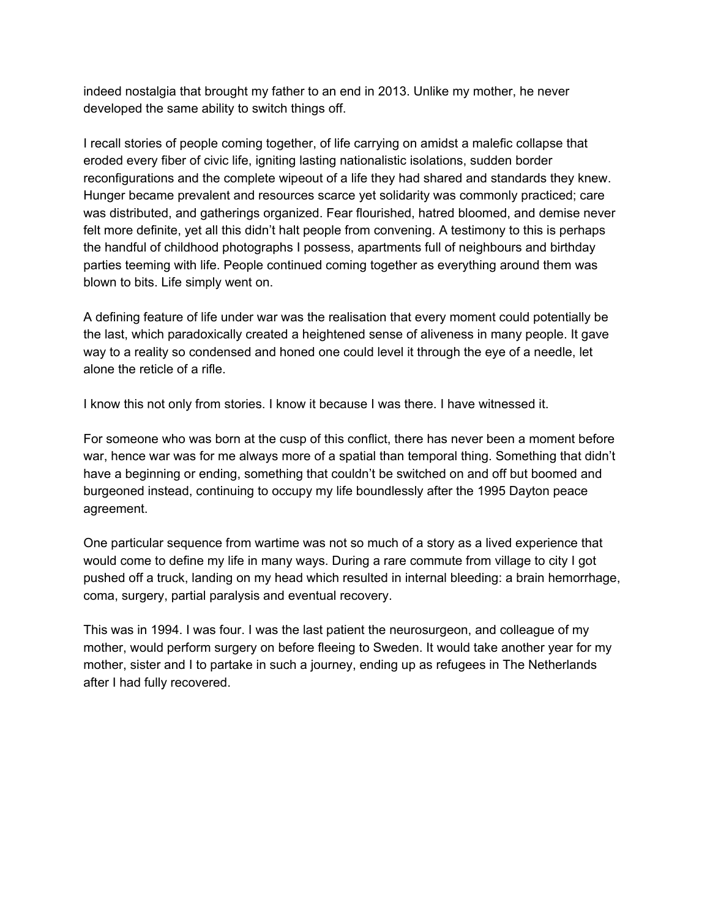indeed nostalgia that brought my father to an end in 2013. Unlike my mother, he never developed the same ability to switch things off.

I recall stories of people coming together, of life carrying on amidst a malefic collapse that eroded every fiber of civic life, igniting lasting nationalistic isolations, sudden border reconfigurations and the complete wipeout of a life they had shared and standards they knew. Hunger became prevalent and resources scarce yet solidarity was commonly practiced; care was distributed, and gatherings organized. Fear flourished, hatred bloomed, and demise never felt more definite, yet all this didn't halt people from convening. A testimony to this is perhaps the handful of childhood photographs I possess, apartments full of neighbours and birthday parties teeming with life. People continued coming together as everything around them was blown to bits. Life simply went on.

A defining feature of life under war was the realisation that every moment could potentially be the last, which paradoxically created a heightened sense of aliveness in many people. It gave way to a reality so condensed and honed one could level it through the eye of a needle, let alone the reticle of a rifle.

I know this not only from stories. I know it because I was there. I have witnessed it.

For someone who was born at the cusp of this conflict, there has never been a moment before war, hence war was for me always more of a spatial than temporal thing. Something that didn't have a beginning or ending, something that couldn't be switched on and off but boomed and burgeoned instead, continuing to occupy my life boundlessly after the 1995 Dayton peace agreement.

One particular sequence from wartime was not so much of a story as a lived experience that would come to define my life in many ways. During a rare commute from village to city I got pushed off a truck, landing on my head which resulted in internal bleeding: a brain hemorrhage, coma, surgery, partial paralysis and eventual recovery.

This was in 1994. I was four. I was the last patient the neurosurgeon, and colleague of my mother, would perform surgery on before fleeing to Sweden. It would take another year for my mother, sister and I to partake in such a journey, ending up as refugees in The Netherlands after I had fully recovered.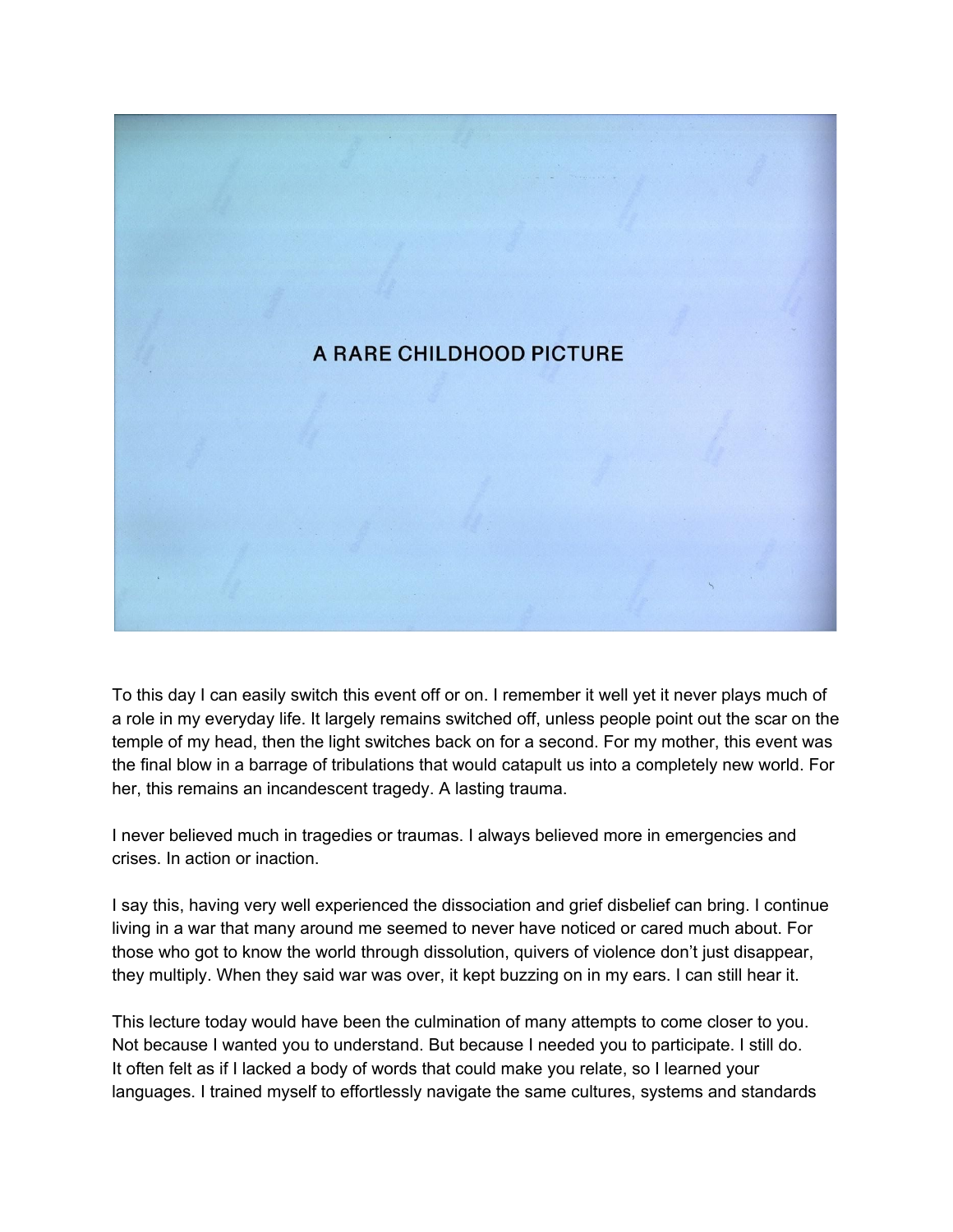A RARE CHILDHOOD PICTURE

To this day I can easily switch this event off or on. I remember it well yet it never plays much of a role in my everyday life. It largely remains switched off, unless people point out the scar on the temple of my head, then the light switches back on for a second. For my mother, this event was the final blow in a barrage of tribulations that would catapult us into a completely new world. For her, this remains an incandescent tragedy. A lasting trauma.

I never believed much in tragedies or traumas. I always believed more in emergencies and crises. In action or inaction.

I say this, having very well experienced the dissociation and grief disbelief can bring. I continue living in a war that many around me seemed to never have noticed or cared much about. For those who got to know the world through dissolution, quivers of violence don't just disappear, they multiply. When they said war was over, it kept buzzing on in my ears. I can still hear it.

This lecture today would have been the culmination of many attempts to come closer to you. Not because I wanted you to understand. But because I needed you to participate. I still do. It often felt as if I lacked a body of words that could make you relate, so I learned your languages. I trained myself to effortlessly navigate the same cultures, systems and standards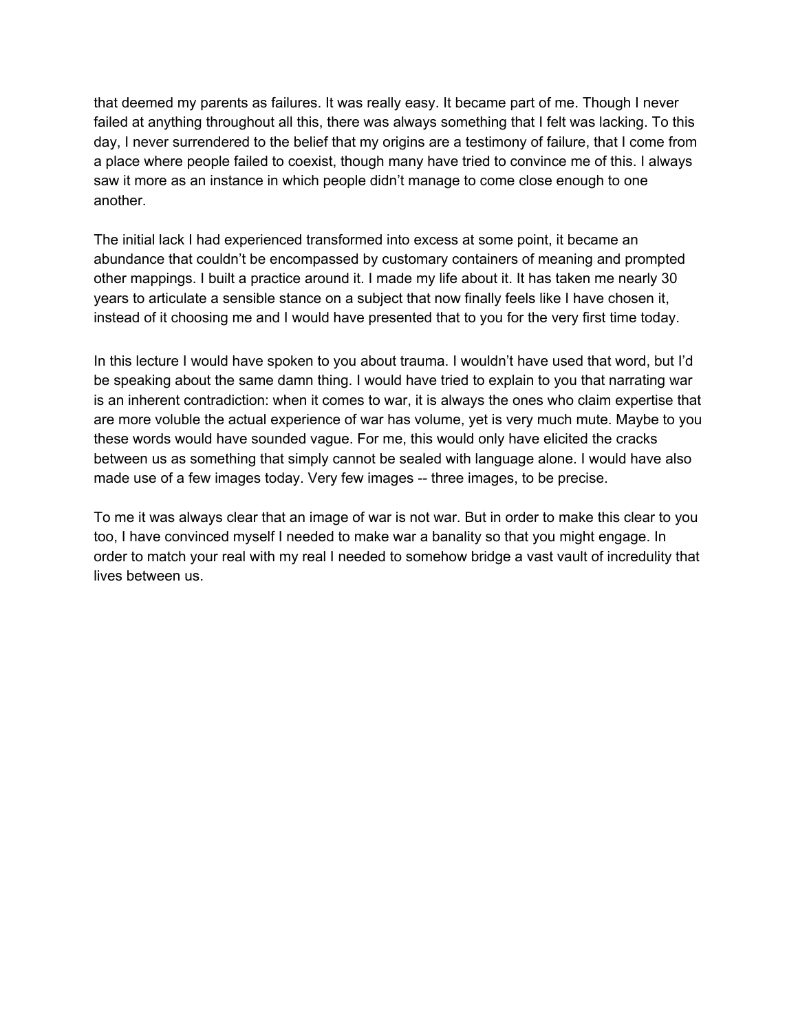that deemed my parents as failures. It was really easy. It became part of me. Though I never failed at anything throughout all this, there was always something that I felt was lacking. To this day, I never surrendered to the belief that my origins are a testimony of failure, that I come from a place where people failed to coexist, though many have tried to convince me of this. I always saw it more as an instance in which people didn't manage to come close enough to one another.

The initial lack I had experienced transformed into excess at some point, it became an abundance that couldn't be encompassed by customary containers of meaning and prompted other mappings. I built a practice around it. I made my life about it. It has taken me nearly 30 years to articulate a sensible stance on a subject that now finally feels like I have chosen it, instead of it choosing me and I would have presented that to you for the very first time today.

In this lecture I would have spoken to you about trauma. I wouldn't have used that word, but I'd be speaking about the same damn thing. I would have tried to explain to you that narrating war is an inherent contradiction: when it comes to war, it is always the ones who claim expertise that are more voluble the actual experience of war has volume, yet is very much mute. Maybe to you these words would have sounded vague. For me, this would only have elicited the cracks between us as something that simply cannot be sealed with language alone. I would have also made use of a few images today. Very few images -- three images, to be precise.

To me it was always clear that an image of war is not war. But in order to make this clear to you too, I have convinced myself I needed to make war a banality so that you might engage. In order to match your real with my real I needed to somehow bridge a vast vault of incredulity that lives between us.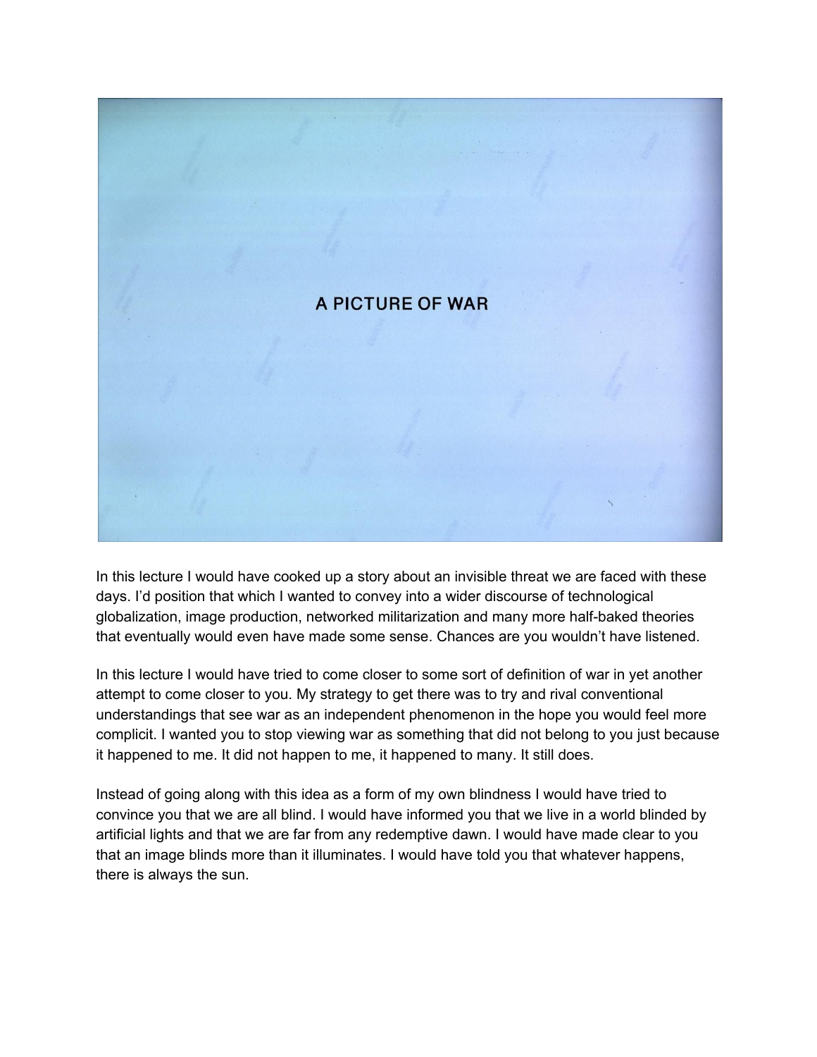A PICTURE OF WAR

In this lecture I would have cooked up a story about an invisible threat we are faced with these days. I'd position that which I wanted to convey into a wider discourse of technological globalization, image production, networked militarization and many more half-baked theories that eventually would even have made some sense. Chances are you wouldn't have listened.

In this lecture I would have tried to come closer to some sort of definition of war in yet another attempt to come closer to you. My strategy to get there was to try and rival conventional understandings that see war as an independent phenomenon in the hope you would feel more complicit. I wanted you to stop viewing war as something that did not belong to you just because it happened to me. It did not happen to me, it happened to many. It still does.

Instead of going along with this idea as a form of my own blindness I would have tried to convince you that we are all blind. I would have informed you that we live in a world blinded by artificial lights and that we are far from any redemptive dawn. I would have made clear to you that an image blinds more than it illuminates. I would have told you that whatever happens, there is always the sun.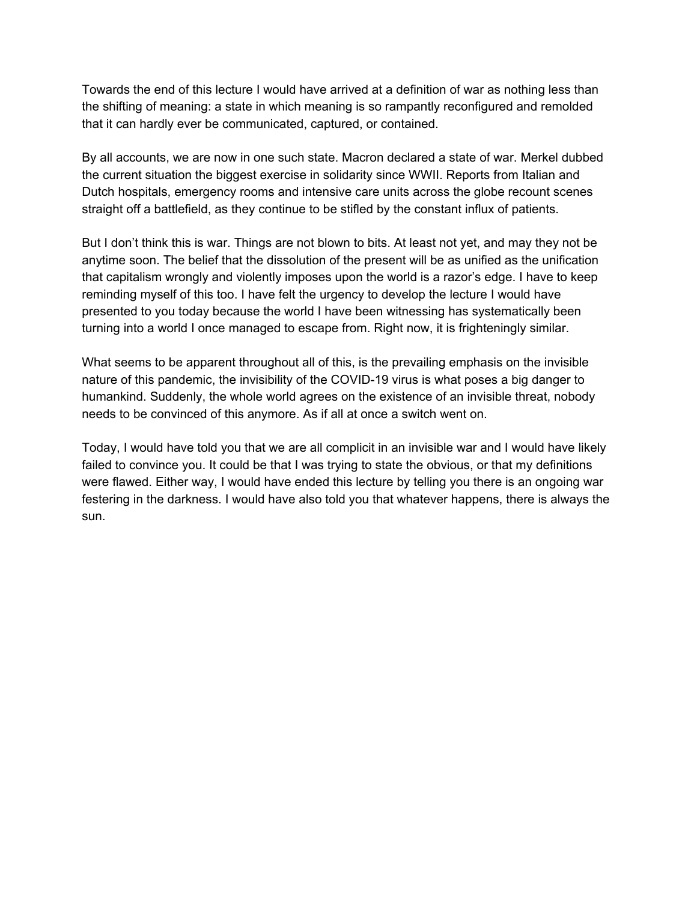Towards the end of this lecture I would have arrived at a definition of war as nothing less than the shifting of meaning: a state in which meaning is so rampantly reconfigured and remolded that it can hardly ever be communicated, captured, or contained.

By all accounts, we are now in one such state. Macron declared a state of war. Merkel dubbed the current situation the biggest exercise in solidarity since WWII. Reports from Italian and Dutch hospitals, emergency rooms and intensive care units across the globe recount scenes straight off a battlefield, as they continue to be stifled by the constant influx of patients.

But I don't think this is war. Things are not blown to bits. At least not yet, and may they not be anytime soon. The belief that the dissolution of the present will be as unified as the unification that capitalism wrongly and violently imposes upon the world is a razor's edge. I have to keep reminding myself of this too. I have felt the urgency to develop the lecture I would have presented to you today because the world I have been witnessing has systematically been turning into a world I once managed to escape from. Right now, it is frighteningly similar.

What seems to be apparent throughout all of this, is the prevailing emphasis on the invisible nature of this pandemic, the invisibility of the COVID-19 virus is what poses a big danger to humankind. Suddenly, the whole world agrees on the existence of an invisible threat, nobody needs to be convinced of this anymore. As if all at once a switch went on.

Today, I would have told you that we are all complicit in an invisible war and I would have likely failed to convince you. It could be that I was trying to state the obvious, or that my definitions were flawed. Either way, I would have ended this lecture by telling you there is an ongoing war festering in the darkness. I would have also told you that whatever happens, there is always the sun.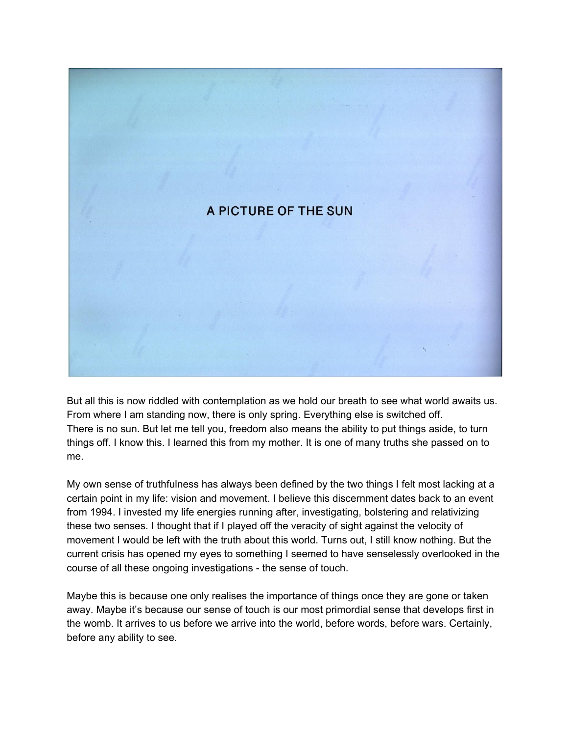A PICTURE OF THE SUN

But all this is now riddled with contemplation as we hold our breath to see what world awaits us. From where I am standing now, there is only spring. Everything else is switched off.
There is no sun. But let me tell you, freedom also means the ability to put things aside, to turn things off. I know this. I learned this from my mother. It is one of many truths she passed on to me.

My own sense of truthfulness has always been defined by the two things I felt most lacking at a certain point in my life: vision and movement. I believe this discernment dates back to an event from 1994. I invested my life energies running after, investigating, bolstering and relativizing these two senses. I thought that if I played off the veracity of sight against the velocity of movement I would be left with the truth about this world. Turns out, I still know nothing. But the current crisis has opened my eyes to something I seemed to have senselessly overlooked in the course of all these ongoing investigations - the sense of touch.

Maybe this is because one only realises the importance of things once they are gone or taken away. Maybe it's because our sense of touch is our most primordial sense that develops first in the womb. It arrives to us before we arrive into the world, before words, before wars. Certainly, before any ability to see.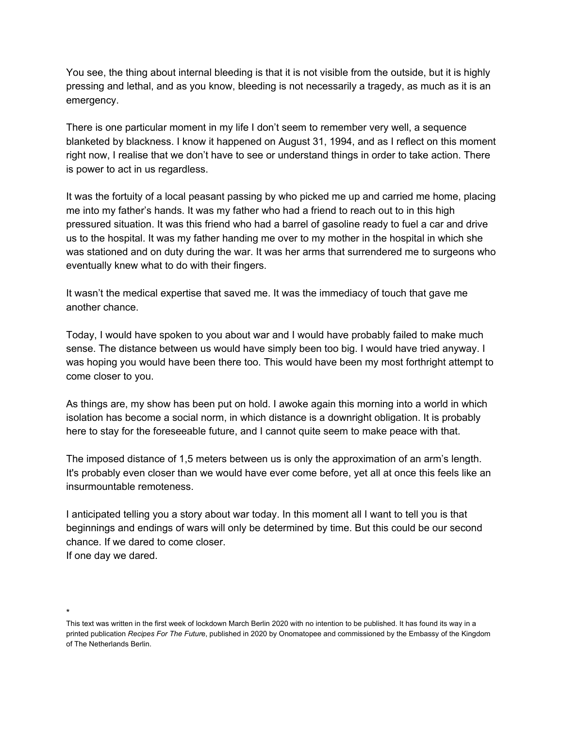You see, the thing about internal bleeding is that it is not visible from the outside, but it is highly pressing and lethal, and as you know, bleeding is not necessarily a tragedy, as much as it is an emergency.

There is one particular moment in my life I don't seem to remember very well, a sequence blanketed by blackness. I know it happened on August 31, 1994, and as I reflect on this moment right now, I realise that we don't have to see or understand things in order to take action. There is power to act in us regardless.

It was the fortuity of a local peasant passing by who picked me up and carried me home, placing me into my father's hands. It was my father who had a friend to reach out to in this high pressured situation. It was this friend who had a barrel of gasoline ready to fuel a car and drive us to the hospital. It was my father handing me over to my mother in the hospital in which she was stationed and on duty during the war. It was her arms that surrendered me to surgeons who eventually knew what to do with their fingers.

It wasn't the medical expertise that saved me. It was the immediacy of touch that gave me another chance.

Today, I would have spoken to you about war and I would have probably failed to make much sense. The distance between us would have simply been too big. I would have tried anyway. I was hoping you would have been there too. This would have been my most forthright attempt to come closer to you.

As things are, my show has been put on hold. I awoke again this morning into a world in which isolation has become a social norm, in which distance is a downright obligation. It is probably here to stay for the foreseeable future, and I cannot quite seem to make peace with that.

The imposed distance of 1,5 meters between us is only the approximation of an arm's length. It's probably even closer than we would have ever come before, yet all at once this feels like an insurmountable remoteness.

I anticipated telling you a story about war today. In this moment all I want to tell you is that beginnings and endings of wars will only be determined by time. But this could be our second chance. If we dared to come closer.
If one day we dared.

*

This text was written in the first week of lockdown March Berlin 2020 with no intention to be published. It has found its way in a printed publication *Recipes For The Future*, published in 2020 by Onomatopee and commissioned by the Embassy of the Kingdom of The Netherlands Berlin.